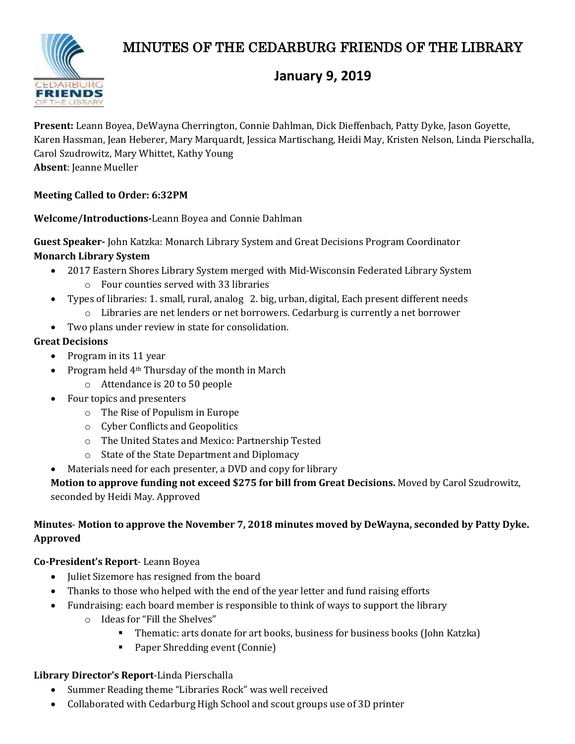# MINUTES OF THE CEDARBURG FRIENDS OF THE LIBRARY

## January 9, 2019

**Present:** Leann Boyea, DeWayna Cherrington, Connie Dahlman, Dick Dieffenbach, Patty Dyke, Jason Goyette, Karen Hassman, Jean Heberer, Mary Marquardt, Jessica Martischang, Heidi May, Kristen Nelson, Linda Pierschalla, Carol Szudrowitz, Mary Whittet, Kathy Young
**Absent**: Jeanne Mueller

**Meeting Called to Order: 6:32PM**

**Welcome/Introductions-**Leann Boyea and Connie Dahlman

**Guest Speaker-** John Katzka: Monarch Library System and Great Decisions Program Coordinator
**Monarch Library System**

- 2017 Eastern Shores Library System merged with Mid-Wisconsin Federated Library System
  - Four counties served with 33 libraries
- Types of libraries: 1. small, rural, analog 2. big, urban, digital, Each present different needs
  - Libraries are net lenders or net borrowers. Cedarburg is currently a net borrower
- Two plans under review in state for consolidation.

**Great Decisions**

- Program in its 11 year
- Program held 4th Thursday of the month in March
  - Attendance is 20 to 50 people
- Four topics and presenters
  - The Rise of Populism in Europe
  - Cyber Conflicts and Geopolitics
  - The United States and Mexico: Partnership Tested
  - State of the State Department and Diplomacy
- Materials need for each presenter, a DVD and copy for library

**Motion to approve funding not exceed $275 for bill from Great Decisions.** Moved by Carol Szudrowitz, seconded by Heidi May. Approved

**Minutes**- **Motion to approve the November 7, 2018 minutes moved by DeWayna, seconded by Patty Dyke. Approved**

**Co-President's Report**- Leann Boyea

- Juliet Sizemore has resigned from the board
- Thanks to those who helped with the end of the year letter and fund raising efforts
- Fundraising: each board member is responsible to think of ways to support the library
  - Ideas for "Fill the Shelves"
    - Thematic: arts donate for art books, business for business books (John Katzka)
    - Paper Shredding event (Connie)

**Library Director's Report**-Linda Pierschalla

- Summer Reading theme "Libraries Rock" was well received
- Collaborated with Cedarburg High School and scout groups use of 3D printer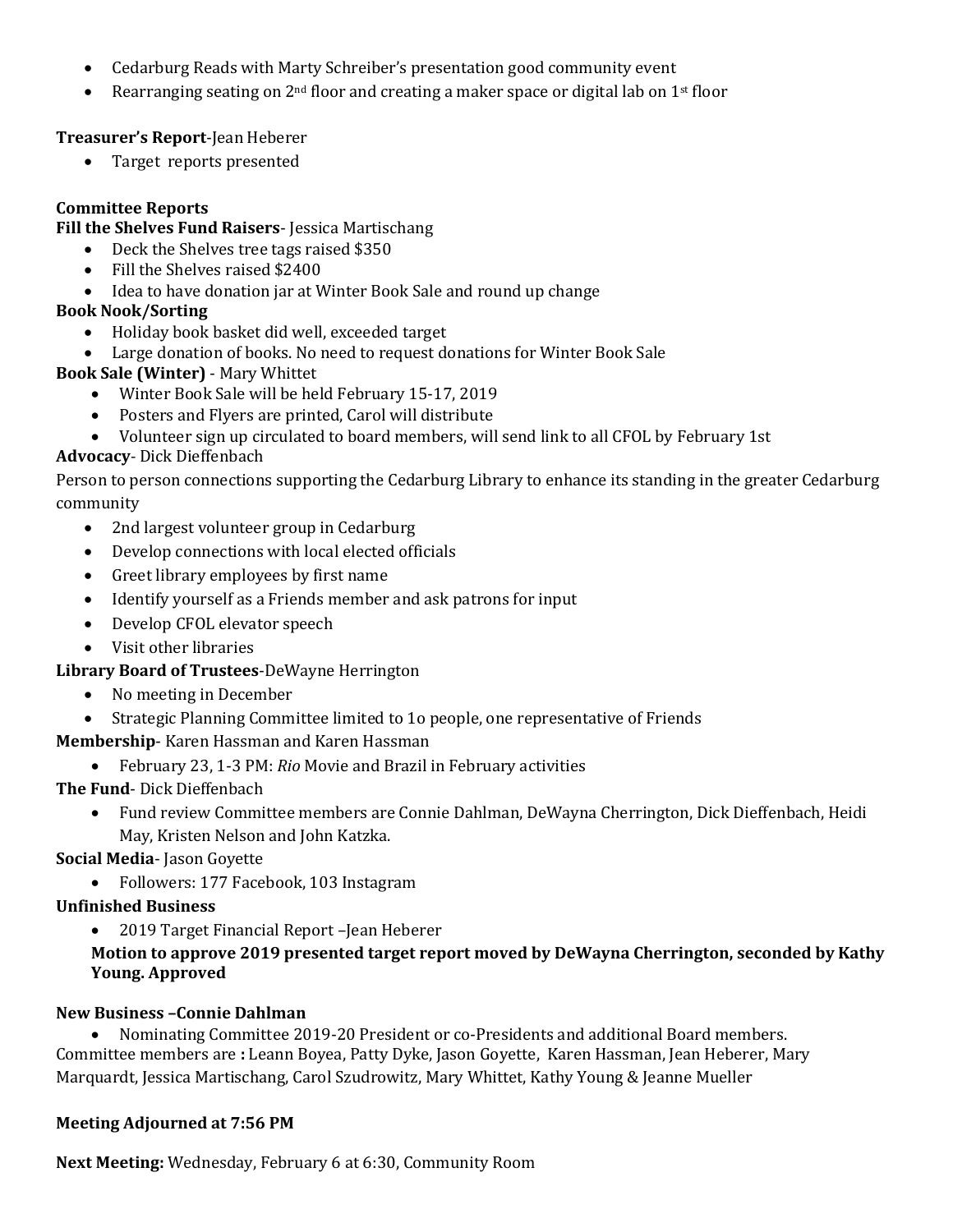- Cedarburg Reads with Marty Schreiber's presentation good community event
- Rearranging seating on 2nd floor and creating a maker space or digital lab on 1st floor

**Treasurer's Report**-Jean Heberer

- Target reports presented

**Committee Reports**

**Fill the Shelves Fund Raisers**- Jessica Martischang

- Deck the Shelves tree tags raised $350
- Fill the Shelves raised $2400
- Idea to have donation jar at Winter Book Sale and round up change

**Book Nook/Sorting**

- Holiday book basket did well, exceeded target
- Large donation of books. No need to request donations for Winter Book Sale

**Book Sale (Winter)** - Mary Whittet

- Winter Book Sale will be held February 15-17, 2019
- Posters and Flyers are printed, Carol will distribute
- Volunteer sign up circulated to board members, will send link to all CFOL by February 1st

**Advocacy**- Dick Dieffenbach

Person to person connections supporting the Cedarburg Library to enhance its standing in the greater Cedarburg community

- 2nd largest volunteer group in Cedarburg
- Develop connections with local elected officials
- Greet library employees by first name
- Identify yourself as a Friends member and ask patrons for input
- Develop CFOL elevator speech
- Visit other libraries

**Library Board of Trustees**-DeWayne Herrington

- No meeting in December
- Strategic Planning Committee limited to 1o people, one representative of Friends

**Membership**- Karen Hassman and Karen Hassman

- February 23, 1-3 PM: *Rio* Movie and Brazil in February activities

**The Fund**- Dick Dieffenbach

- Fund review Committee members are Connie Dahlman, DeWayna Cherrington, Dick Dieffenbach, Heidi May, Kristen Nelson and John Katzka.

**Social Media**- Jason Goyette

- Followers: 177 Facebook, 103 Instagram

**Unfinished Business**

- 2019 Target Financial Report –Jean Heberer

  **Motion to approve 2019 presented target report moved by DeWayna Cherrington, seconded by Kathy Young. Approved**

**New Business –Connie Dahlman**

- Nominating Committee 2019-20 President or co-Presidents and additional Board members.

Committee members are **:** Leann Boyea, Patty Dyke, Jason Goyette, Karen Hassman, Jean Heberer, Mary Marquardt, Jessica Martischang, Carol Szudrowitz, Mary Whittet, Kathy Young & Jeanne Mueller

**Meeting Adjourned at 7:56 PM**

**Next Meeting:** Wednesday, February 6 at 6:30, Community Room